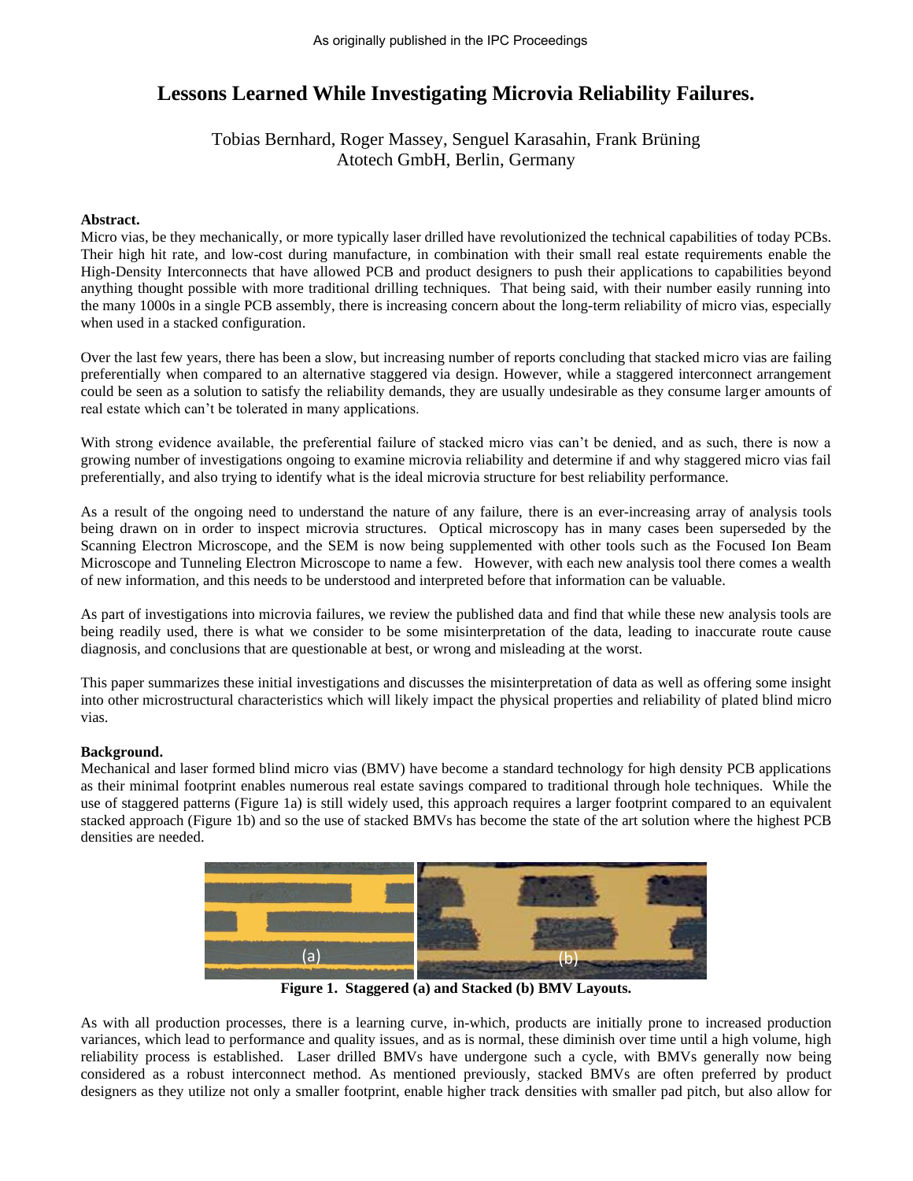# Lessons Learned While Investigating Microvia Reliability Failures.

Tobias Bernhard, Roger Massey, Senguel Karasahin, Frank Brüning
Atotech GmbH, Berlin, Germany

**Abstract.**
Micro vias, be they mechanically, or more typically laser drilled have revolutionized the technical capabilities of today PCBs. Their high hit rate, and low-cost during manufacture, in combination with their small real estate requirements enable the High-Density Interconnects that have allowed PCB and product designers to push their applications to capabilities beyond anything thought possible with more traditional drilling techniques. That being said, with their number easily running into the many 1000s in a single PCB assembly, there is increasing concern about the long-term reliability of micro vias, especially when used in a stacked configuration.

Over the last few years, there has been a slow, but increasing number of reports concluding that stacked micro vias are failing preferentially when compared to an alternative staggered via design. However, while a staggered interconnect arrangement could be seen as a solution to satisfy the reliability demands, they are usually undesirable as they consume larger amounts of real estate which can't be tolerated in many applications.

With strong evidence available, the preferential failure of stacked micro vias can't be denied, and as such, there is now a growing number of investigations ongoing to examine microvia reliability and determine if and why staggered micro vias fail preferentially, and also trying to identify what is the ideal microvia structure for best reliability performance.

As a result of the ongoing need to understand the nature of any failure, there is an ever-increasing array of analysis tools being drawn on in order to inspect microvia structures. Optical microscopy has in many cases been superseded by the Scanning Electron Microscope, and the SEM is now being supplemented with other tools such as the Focused Ion Beam Microscope and Tunneling Electron Microscope to name a few. However, with each new analysis tool there comes a wealth of new information, and this needs to be understood and interpreted before that information can be valuable.

As part of investigations into microvia failures, we review the published data and find that while these new analysis tools are being readily used, there is what we consider to be some misinterpretation of the data, leading to inaccurate route cause diagnosis, and conclusions that are questionable at best, or wrong and misleading at the worst.

This paper summarizes these initial investigations and discusses the misinterpretation of data as well as offering some insight into other microstructural characteristics which will likely impact the physical properties and reliability of plated blind micro vias.

**Background.**
Mechanical and laser formed blind micro vias (BMV) have become a standard technology for high density PCB applications as their minimal footprint enables numerous real estate savings compared to traditional through hole techniques. While the use of staggered patterns (Figure 1a) is still widely used, this approach requires a larger footprint compared to an equivalent stacked approach (Figure 1b) and so the use of stacked BMVs has become the state of the art solution where the highest PCB densities are needed.

**Figure 1. Staggered (a) and Stacked (b) BMV Layouts.**

As with all production processes, there is a learning curve, in-which, products are initially prone to increased production variances, which lead to performance and quality issues, and as is normal, these diminish over time until a high volume, high reliability process is established. Laser drilled BMVs have undergone such a cycle, with BMVs generally now being considered as a robust interconnect method. As mentioned previously, stacked BMVs are often preferred by product designers as they utilize not only a smaller footprint, enable higher track densities with smaller pad pitch, but also allow for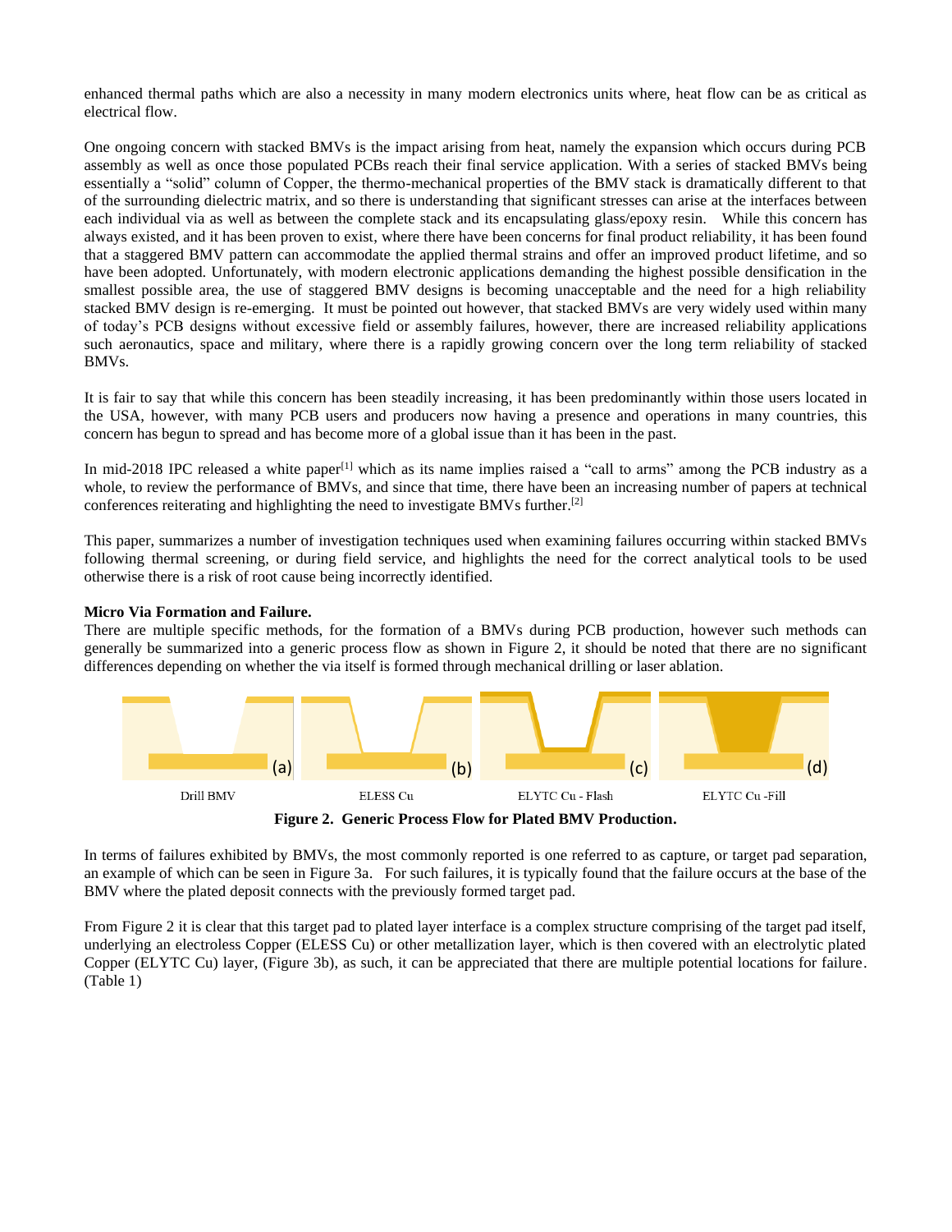enhanced thermal paths which are also a necessity in many modern electronics units where, heat flow can be as critical as electrical flow.

One ongoing concern with stacked BMVs is the impact arising from heat, namely the expansion which occurs during PCB assembly as well as once those populated PCBs reach their final service application. With a series of stacked BMVs being essentially a "solid" column of Copper, the thermo-mechanical properties of the BMV stack is dramatically different to that of the surrounding dielectric matrix, and so there is understanding that significant stresses can arise at the interfaces between each individual via as well as between the complete stack and its encapsulating glass/epoxy resin. While this concern has always existed, and it has been proven to exist, where there have been concerns for final product reliability, it has been found that a staggered BMV pattern can accommodate the applied thermal strains and offer an improved product lifetime, and so have been adopted. Unfortunately, with modern electronic applications demanding the highest possible densification in the smallest possible area, the use of staggered BMV designs is becoming unacceptable and the need for a high reliability stacked BMV design is re-emerging. It must be pointed out however, that stacked BMVs are very widely used within many of today's PCB designs without excessive field or assembly failures, however, there are increased reliability applications such aeronautics, space and military, where there is a rapidly growing concern over the long term reliability of stacked BMVs.

It is fair to say that while this concern has been steadily increasing, it has been predominantly within those users located in the USA, however, with many PCB users and producers now having a presence and operations in many countries, this concern has begun to spread and has become more of a global issue than it has been in the past.

In mid-2018 IPC released a white paper[1] which as its name implies raised a "call to arms" among the PCB industry as a whole, to review the performance of BMVs, and since that time, there have been an increasing number of papers at technical conferences reiterating and highlighting the need to investigate BMVs further.[2]

This paper, summarizes a number of investigation techniques used when examining failures occurring within stacked BMVs following thermal screening, or during field service, and highlights the need for the correct analytical tools to be used otherwise there is a risk of root cause being incorrectly identified.

**Micro Via Formation and Failure.**

There are multiple specific methods, for the formation of a BMVs during PCB production, however such methods can generally be summarized into a generic process flow as shown in Figure 2, it should be noted that there are no significant differences depending on whether the via itself is formed through mechanical drilling or laser ablation.

(a) Drill BMV (b) ELESS Cu (c) ELYTC Cu - Flash (d) ELYTC Cu -Fill

**Figure 2. Generic Process Flow for Plated BMV Production.**

In terms of failures exhibited by BMVs, the most commonly reported is one referred to as capture, or target pad separation, an example of which can be seen in Figure 3a. For such failures, it is typically found that the failure occurs at the base of the BMV where the plated deposit connects with the previously formed target pad.

From Figure 2 it is clear that this target pad to plated layer interface is a complex structure comprising of the target pad itself, underlying an electroless Copper (ELESS Cu) or other metallization layer, which is then covered with an electrolytic plated Copper (ELYTC Cu) layer, (Figure 3b), as such, it can be appreciated that there are multiple potential locations for failure. (Table 1)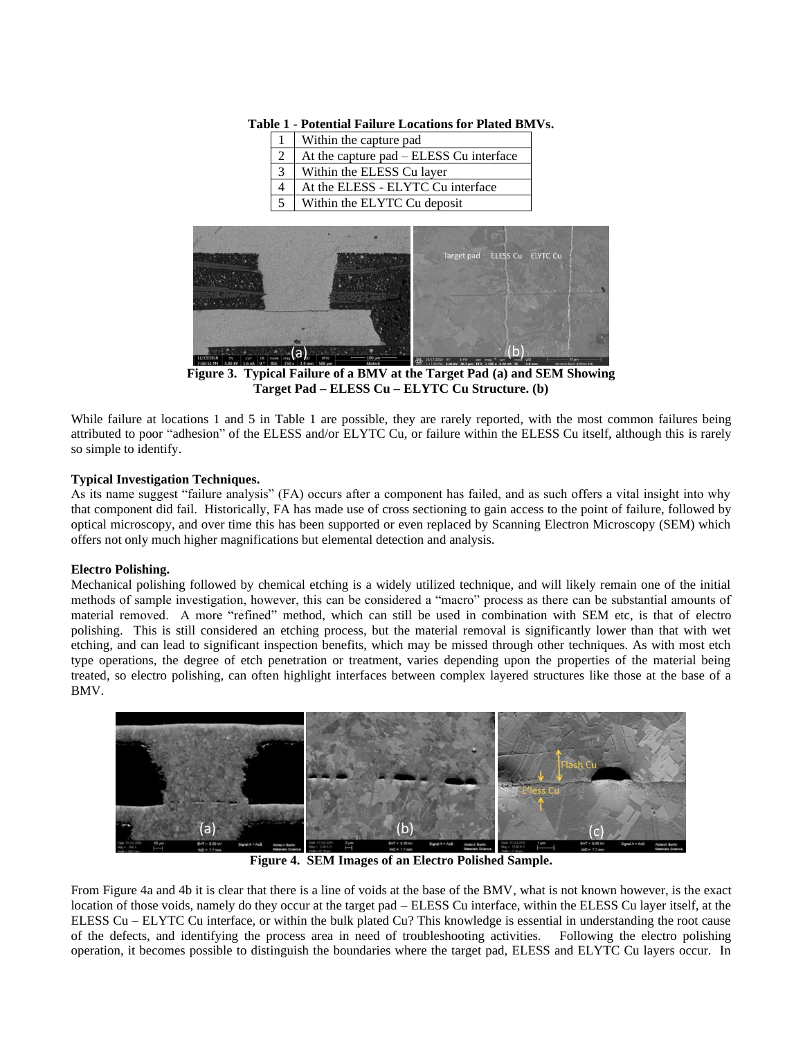**Table 1 - Potential Failure Locations for Plated BMVs.**

| | |
|---|---|
| 1 | Within the capture pad |
| 2 | At the capture pad – ELESS Cu interface |
| 3 | Within the ELESS Cu layer |
| 4 | At the ELESS - ELYTC Cu interface |
| 5 | Within the ELYTC Cu deposit |

**Figure 3. Typical Failure of a BMV at the Target Pad (a) and SEM Showing Target Pad – ELESS Cu – ELYTC Cu Structure. (b)**

While failure at locations 1 and 5 in Table 1 are possible, they are rarely reported, with the most common failures being attributed to poor "adhesion" of the ELESS and/or ELYTC Cu, or failure within the ELESS Cu itself, although this is rarely so simple to identify.

**Typical Investigation Techniques.**

As its name suggest "failure analysis" (FA) occurs after a component has failed, and as such offers a vital insight into why that component did fail. Historically, FA has made use of cross sectioning to gain access to the point of failure, followed by optical microscopy, and over time this has been supported or even replaced by Scanning Electron Microscopy (SEM) which offers not only much higher magnifications but elemental detection and analysis.

**Electro Polishing.**

Mechanical polishing followed by chemical etching is a widely utilized technique, and will likely remain one of the initial methods of sample investigation, however, this can be considered a "macro" process as there can be substantial amounts of material removed. A more "refined" method, which can still be used in combination with SEM etc, is that of electro polishing. This is still considered an etching process, but the material removal is significantly lower than that with wet etching, and can lead to significant inspection benefits, which may be missed through other techniques. As with most etch type operations, the degree of etch penetration or treatment, varies depending upon the properties of the material being treated, so electro polishing, can often highlight interfaces between complex layered structures like those at the base of a BMV.

**Figure 4. SEM Images of an Electro Polished Sample.**

From Figure 4a and 4b it is clear that there is a line of voids at the base of the BMV, what is not known however, is the exact location of those voids, namely do they occur at the target pad – ELESS Cu interface, within the ELESS Cu layer itself, at the ELESS Cu – ELYTC Cu interface, or within the bulk plated Cu? This knowledge is essential in understanding the root cause of the defects, and identifying the process area in need of troubleshooting activities. Following the electro polishing operation, it becomes possible to distinguish the boundaries where the target pad, ELESS and ELYTC Cu layers occur. In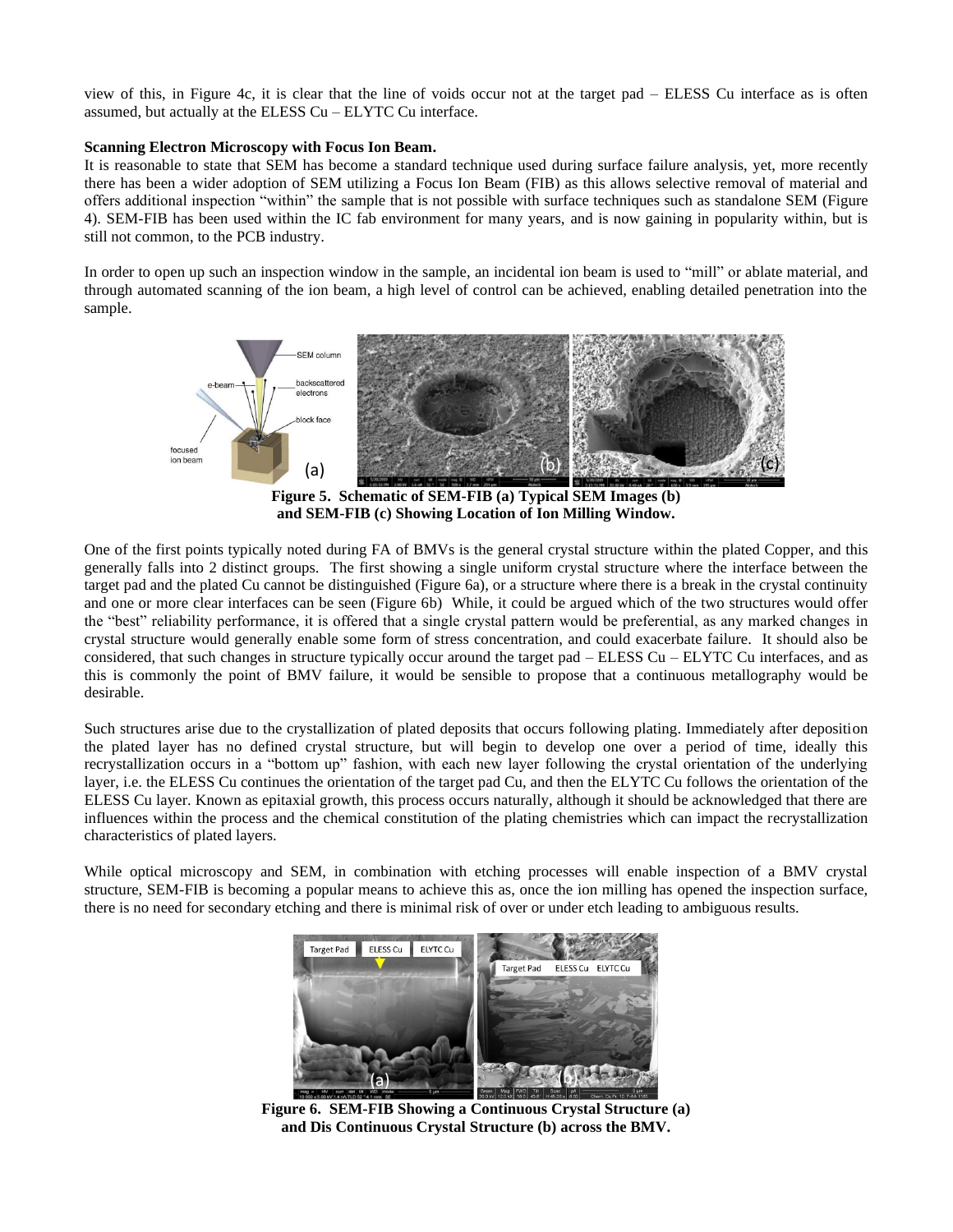view of this, in Figure 4c, it is clear that the line of voids occur not at the target pad – ELESS Cu interface as is often assumed, but actually at the ELESS Cu – ELYTC Cu interface.

**Scanning Electron Microscopy with Focus Ion Beam.**

It is reasonable to state that SEM has become a standard technique used during surface failure analysis, yet, more recently there has been a wider adoption of SEM utilizing a Focus Ion Beam (FIB) as this allows selective removal of material and offers additional inspection "within" the sample that is not possible with surface techniques such as standalone SEM (Figure 4). SEM-FIB has been used within the IC fab environment for many years, and is now gaining in popularity within, but is still not common, to the PCB industry.

In order to open up such an inspection window in the sample, an incidental ion beam is used to "mill" or ablate material, and through automated scanning of the ion beam, a high level of control can be achieved, enabling detailed penetration into the sample.

**Figure 5. Schematic of SEM-FIB (a) Typical SEM Images (b) and SEM-FIB (c) Showing Location of Ion Milling Window.**

One of the first points typically noted during FA of BMVs is the general crystal structure within the plated Copper, and this generally falls into 2 distinct groups. The first showing a single uniform crystal structure where the interface between the target pad and the plated Cu cannot be distinguished (Figure 6a), or a structure where there is a break in the crystal continuity and one or more clear interfaces can be seen (Figure 6b) While, it could be argued which of the two structures would offer the "best" reliability performance, it is offered that a single crystal pattern would be preferential, as any marked changes in crystal structure would generally enable some form of stress concentration, and could exacerbate failure. It should also be considered, that such changes in structure typically occur around the target pad – ELESS Cu – ELYTC Cu interfaces, and as this is commonly the point of BMV failure, it would be sensible to propose that a continuous metallography would be desirable.

Such structures arise due to the crystallization of plated deposits that occurs following plating. Immediately after deposition the plated layer has no defined crystal structure, but will begin to develop one over a period of time, ideally this recrystallization occurs in a "bottom up" fashion, with each new layer following the crystal orientation of the underlying layer, i.e. the ELESS Cu continues the orientation of the target pad Cu, and then the ELYTC Cu follows the orientation of the ELESS Cu layer. Known as epitaxial growth, this process occurs naturally, although it should be acknowledged that there are influences within the process and the chemical constitution of the plating chemistries which can impact the recrystallization characteristics of plated layers.

While optical microscopy and SEM, in combination with etching processes will enable inspection of a BMV crystal structure, SEM-FIB is becoming a popular means to achieve this as, once the ion milling has opened the inspection surface, there is no need for secondary etching and there is minimal risk of over or under etch leading to ambiguous results.

**Figure 6. SEM-FIB Showing a Continuous Crystal Structure (a) and Dis Continuous Crystal Structure (b) across the BMV.**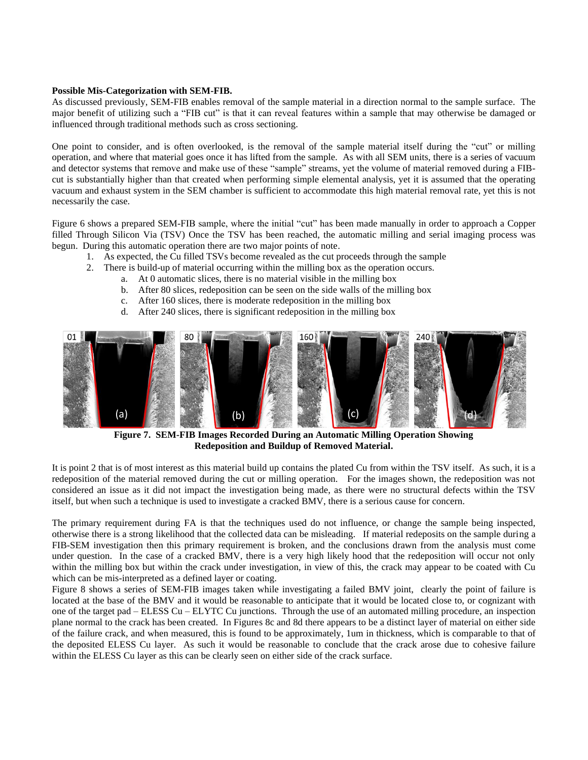**Possible Mis-Categorization with SEM-FIB.**

As discussed previously, SEM-FIB enables removal of the sample material in a direction normal to the sample surface. The major benefit of utilizing such a "FIB cut" is that it can reveal features within a sample that may otherwise be damaged or influenced through traditional methods such as cross sectioning.

One point to consider, and is often overlooked, is the removal of the sample material itself during the "cut" or milling operation, and where that material goes once it has lifted from the sample. As with all SEM units, there is a series of vacuum and detector systems that remove and make use of these "sample" streams, yet the volume of material removed during a FIB-cut is substantially higher than that created when performing simple elemental analysis, yet it is assumed that the operating vacuum and exhaust system in the SEM chamber is sufficient to accommodate this high material removal rate, yet this is not necessarily the case.

Figure 6 shows a prepared SEM-FIB sample, where the initial "cut" has been made manually in order to approach a Copper filled Through Silicon Via (TSV) Once the TSV has been reached, the automatic milling and serial imaging process was begun. During this automatic operation there are two major points of note.

1. As expected, the Cu filled TSVs become revealed as the cut proceeds through the sample
2. There is build-up of material occurring within the milling box as the operation occurs.
   a. At 0 automatic slices, there is no material visible in the milling box
   b. After 80 slices, redeposition can be seen on the side walls of the milling box
   c. After 160 slices, there is moderate redeposition in the milling box
   d. After 240 slices, there is significant redeposition in the milling box

**Figure 7. SEM-FIB Images Recorded During an Automatic Milling Operation Showing Redeposition and Buildup of Removed Material.**

It is point 2 that is of most interest as this material build up contains the plated Cu from within the TSV itself. As such, it is a redeposition of the material removed during the cut or milling operation. For the images shown, the redeposition was not considered an issue as it did not impact the investigation being made, as there were no structural defects within the TSV itself, but when such a technique is used to investigate a cracked BMV, there is a serious cause for concern.

The primary requirement during FA is that the techniques used do not influence, or change the sample being inspected, otherwise there is a strong likelihood that the collected data can be misleading. If material redeposits on the sample during a FIB-SEM investigation then this primary requirement is broken, and the conclusions drawn from the analysis must come under question. In the case of a cracked BMV, there is a very high likely hood that the redeposition will occur not only within the milling box but within the crack under investigation, in view of this, the crack may appear to be coated with Cu which can be mis-interpreted as a defined layer or coating.

Figure 8 shows a series of SEM-FIB images taken while investigating a failed BMV joint, clearly the point of failure is located at the base of the BMV and it would be reasonable to anticipate that it would be located close to, or cognizant with one of the target pad – ELESS Cu – ELYTC Cu junctions. Through the use of an automated milling procedure, an inspection plane normal to the crack has been created. In Figures 8c and 8d there appears to be a distinct layer of material on either side of the failure crack, and when measured, this is found to be approximately, 1um in thickness, which is comparable to that of the deposited ELESS Cu layer. As such it would be reasonable to conclude that the crack arose due to cohesive failure within the ELESS Cu layer as this can be clearly seen on either side of the crack surface.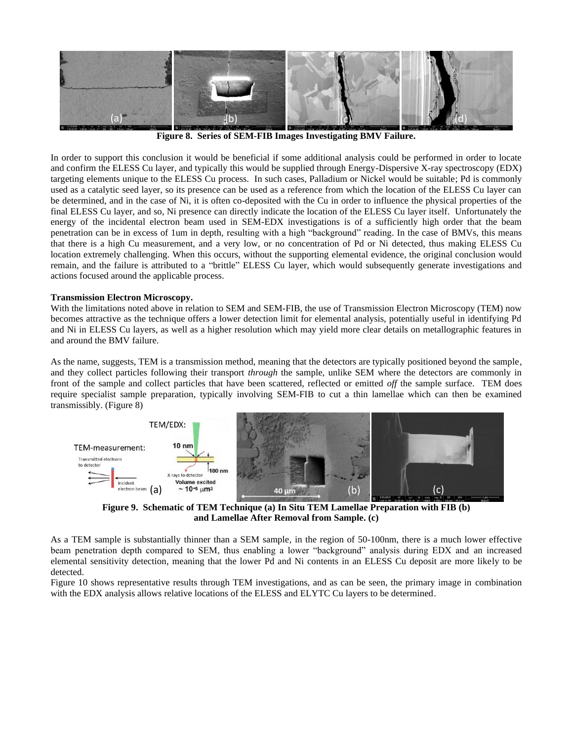**Figure 8. Series of SEM-FIB Images Investigating BMV Failure.**

In order to support this conclusion it would be beneficial if some additional analysis could be performed in order to locate and confirm the ELESS Cu layer, and typically this would be supplied through Energy-Dispersive X-ray spectroscopy (EDX) targeting elements unique to the ELESS Cu process. In such cases, Palladium or Nickel would be suitable; Pd is commonly used as a catalytic seed layer, so its presence can be used as a reference from which the location of the ELESS Cu layer can be determined, and in the case of Ni, it is often co-deposited with the Cu in order to influence the physical properties of the final ELESS Cu layer, and so, Ni presence can directly indicate the location of the ELESS Cu layer itself. Unfortunately the energy of the incidental electron beam used in SEM-EDX investigations is of a sufficiently high order that the beam penetration can be in excess of 1um in depth, resulting with a high "background" reading. In the case of BMVs, this means that there is a high Cu measurement, and a very low, or no concentration of Pd or Ni detected, thus making ELESS Cu location extremely challenging. When this occurs, without the supporting elemental evidence, the original conclusion would remain, and the failure is attributed to a "brittle" ELESS Cu layer, which would subsequently generate investigations and actions focused around the applicable process.

**Transmission Electron Microscopy.**

With the limitations noted above in relation to SEM and SEM-FIB, the use of Transmission Electron Microscopy (TEM) now becomes attractive as the technique offers a lower detection limit for elemental analysis, potentially useful in identifying Pd and Ni in ELESS Cu layers, as well as a higher resolution which may yield more clear details on metallographic features in and around the BMV failure.

As the name, suggests, TEM is a transmission method, meaning that the detectors are typically positioned beyond the sample, and they collect particles following their transport *through* the sample, unlike SEM where the detectors are commonly in front of the sample and collect particles that have been scattered, reflected or emitted *off* the sample surface. TEM does require specialist sample preparation, typically involving SEM-FIB to cut a thin lamellae which can then be examined transmissibly. (Figure 8)

**Figure 9. Schematic of TEM Technique (a) In Situ TEM Lamellae Preparation with FIB (b) and Lamellae After Removal from Sample. (c)**

As a TEM sample is substantially thinner than a SEM sample, in the region of 50-100nm, there is a much lower effective beam penetration depth compared to SEM, thus enabling a lower "background" analysis during EDX and an increased elemental sensitivity detection, meaning that the lower Pd and Ni contents in an ELESS Cu deposit are more likely to be detected.

Figure 10 shows representative results through TEM investigations, and as can be seen, the primary image in combination with the EDX analysis allows relative locations of the ELESS and ELYTC Cu layers to be determined.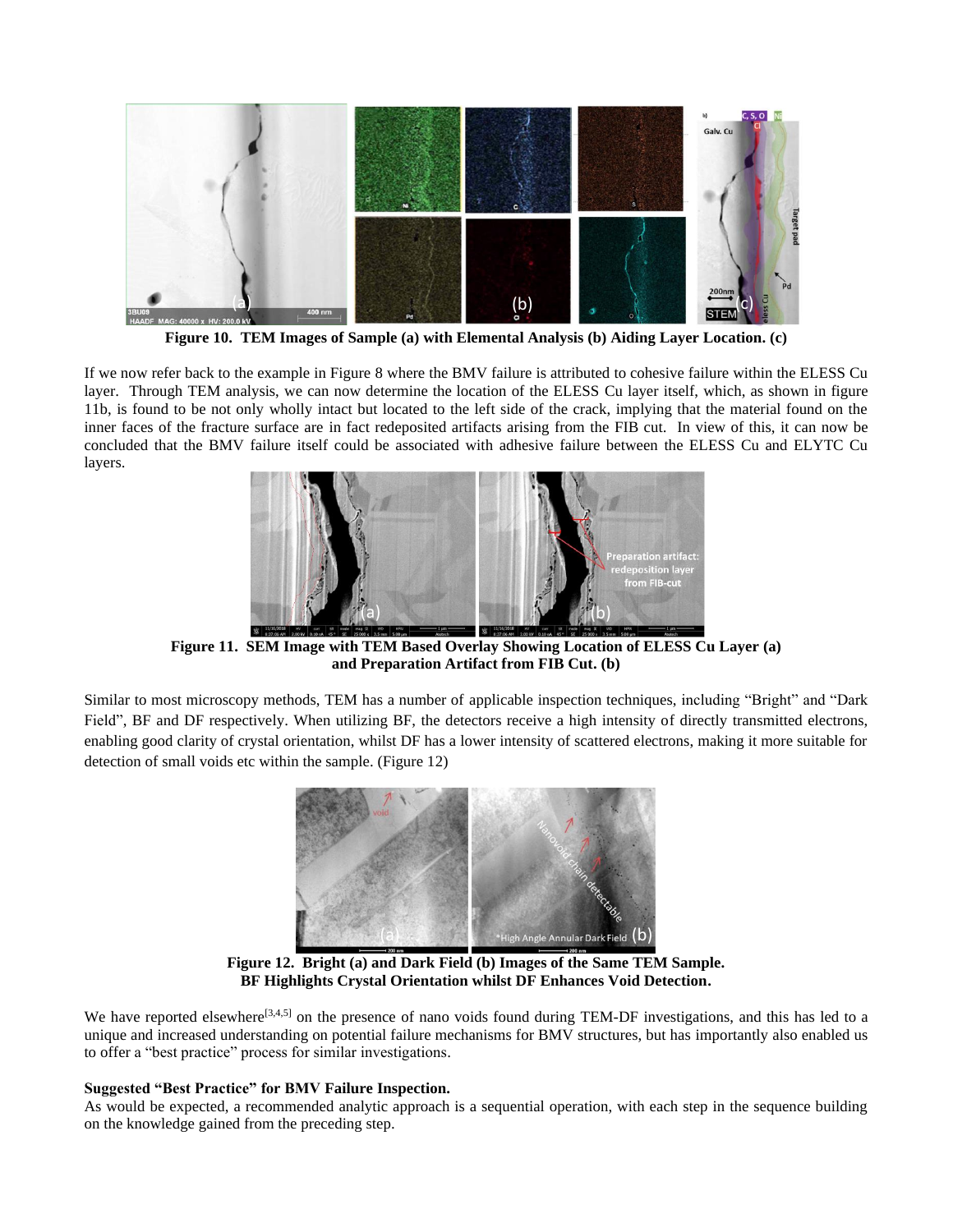**Figure 10. TEM Images of Sample (a) with Elemental Analysis (b) Aiding Layer Location. (c)**

If we now refer back to the example in Figure 8 where the BMV failure is attributed to cohesive failure within the ELESS Cu layer. Through TEM analysis, we can now determine the location of the ELESS Cu layer itself, which, as shown in figure 11b, is found to be not only wholly intact but located to the left side of the crack, implying that the material found on the inner faces of the fracture surface are in fact redeposited artifacts arising from the FIB cut. In view of this, it can now be concluded that the BMV failure itself could be associated with adhesive failure between the ELESS Cu and ELYTC Cu layers.

**Figure 11. SEM Image with TEM Based Overlay Showing Location of ELESS Cu Layer (a) and Preparation Artifact from FIB Cut. (b)**

Similar to most microscopy methods, TEM has a number of applicable inspection techniques, including "Bright" and "Dark Field", BF and DF respectively. When utilizing BF, the detectors receive a high intensity of directly transmitted electrons, enabling good clarity of crystal orientation, whilst DF has a lower intensity of scattered electrons, making it more suitable for detection of small voids etc within the sample. (Figure 12)

**Figure 12. Bright (a) and Dark Field (b) Images of the Same TEM Sample. BF Highlights Crystal Orientation whilst DF Enhances Void Detection.**

We have reported elsewhere[3,4,5] on the presence of nano voids found during TEM-DF investigations, and this has led to a unique and increased understanding on potential failure mechanisms for BMV structures, but has importantly also enabled us to offer a "best practice" process for similar investigations.

**Suggested "Best Practice" for BMV Failure Inspection.**

As would be expected, a recommended analytic approach is a sequential operation, with each step in the sequence building on the knowledge gained from the preceding step.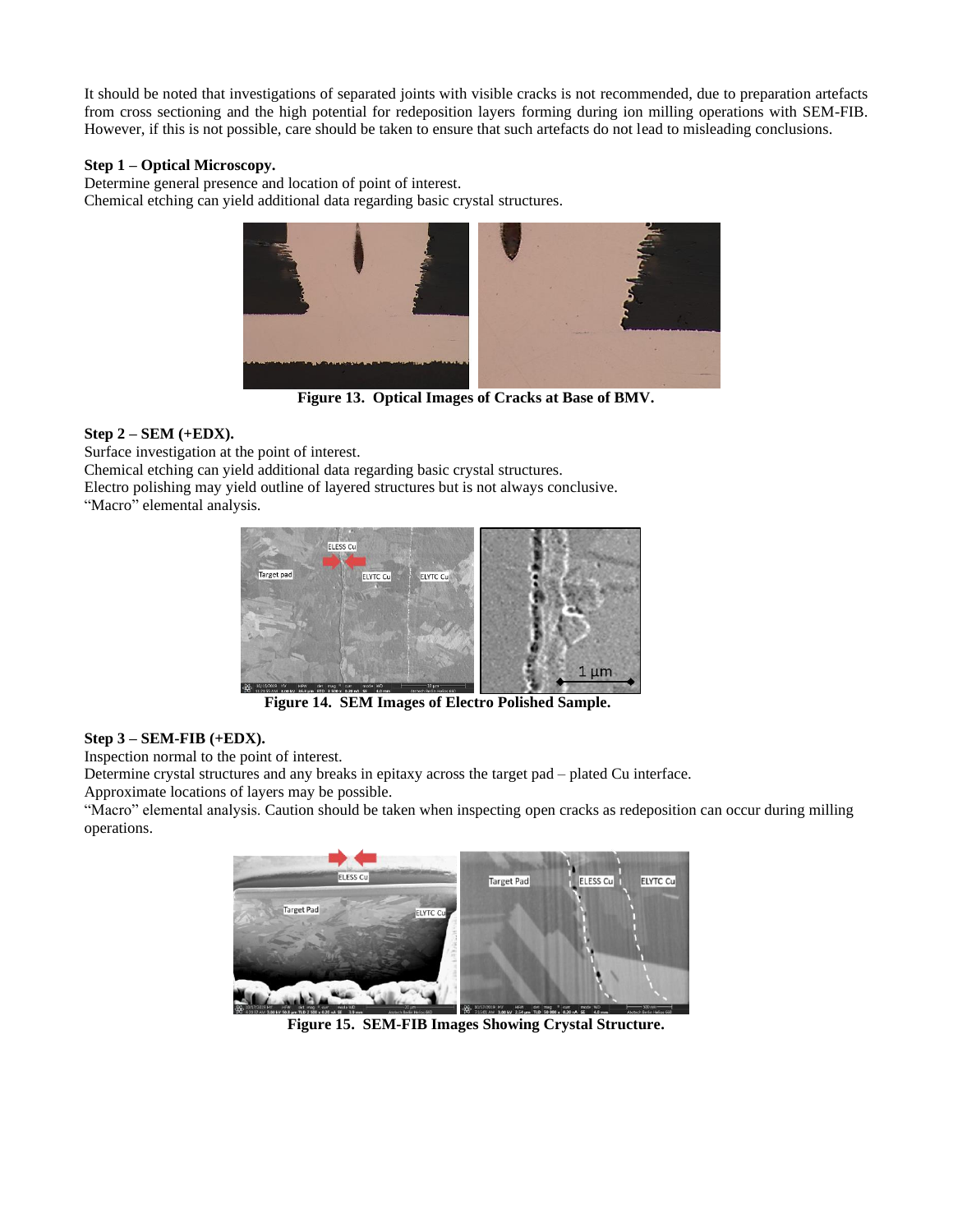It should be noted that investigations of separated joints with visible cracks is not recommended, due to preparation artefacts from cross sectioning and the high potential for redeposition layers forming during ion milling operations with SEM-FIB. However, if this is not possible, care should be taken to ensure that such artefacts do not lead to misleading conclusions.

**Step 1 – Optical Microscopy.**
Determine general presence and location of point of interest.
Chemical etching can yield additional data regarding basic crystal structures.

**Figure 13. Optical Images of Cracks at Base of BMV.**

**Step 2 – SEM (+EDX).**
Surface investigation at the point of interest.
Chemical etching can yield additional data regarding basic crystal structures.
Electro polishing may yield outline of layered structures but is not always conclusive.
"Macro" elemental analysis.

**Figure 14. SEM Images of Electro Polished Sample.**

**Step 3 – SEM-FIB (+EDX).**
Inspection normal to the point of interest.
Determine crystal structures and any breaks in epitaxy across the target pad – plated Cu interface.
Approximate locations of layers may be possible.
"Macro" elemental analysis. Caution should be taken when inspecting open cracks as redeposition can occur during milling operations.

**Figure 15. SEM-FIB Images Showing Crystal Structure.**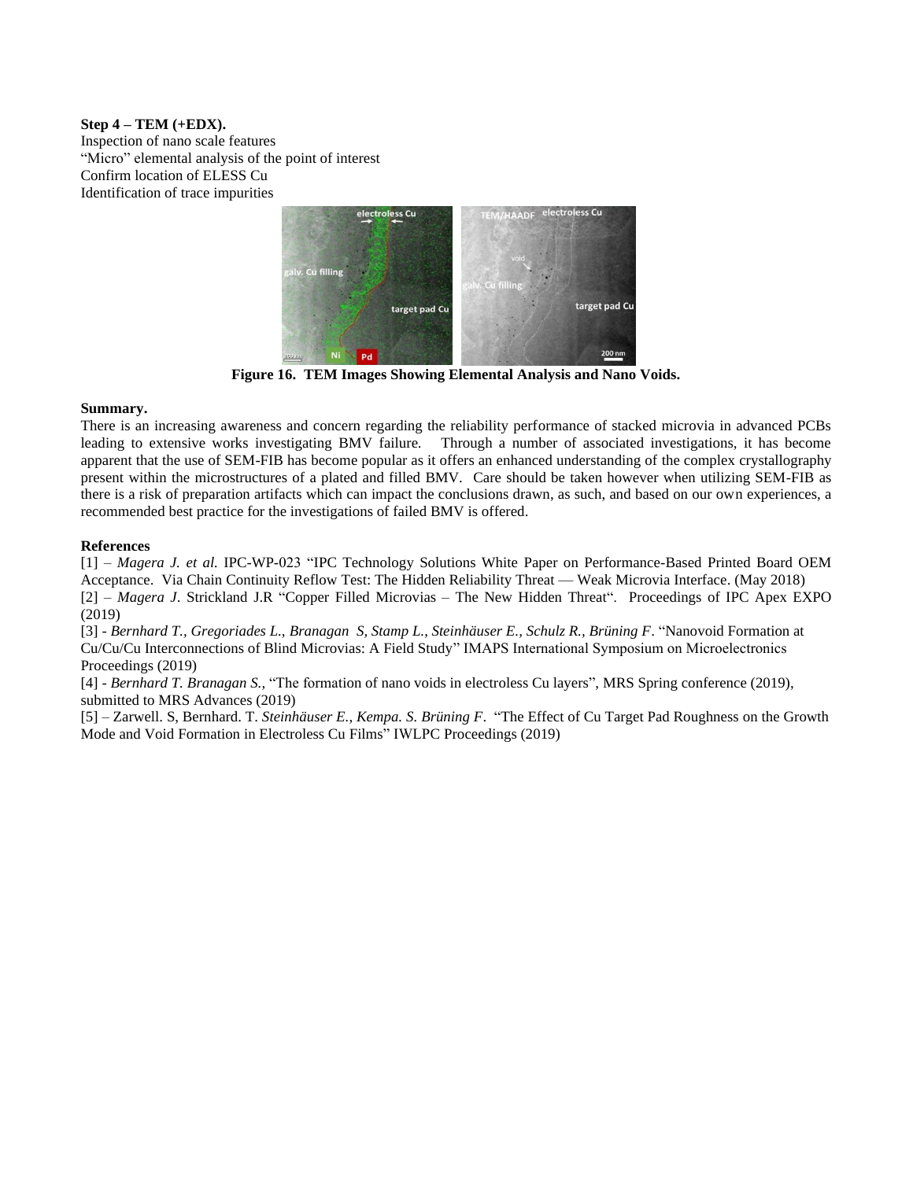**Step 4 – TEM (+EDX).**
Inspection of nano scale features
"Micro" elemental analysis of the point of interest
Confirm location of ELESS Cu
Identification of trace impurities

**Figure 16. TEM Images Showing Elemental Analysis and Nano Voids.**

**Summary.**
There is an increasing awareness and concern regarding the reliability performance of stacked microvia in advanced PCBs leading to extensive works investigating BMV failure. Through a number of associated investigations, it has become apparent that the use of SEM-FIB has become popular as it offers an enhanced understanding of the complex crystallography present within the microstructures of a plated and filled BMV. Care should be taken however when utilizing SEM-FIB as there is a risk of preparation artifacts which can impact the conclusions drawn, as such, and based on our own experiences, a recommended best practice for the investigations of failed BMV is offered.

**References**

[1] – *Magera J. et al.* IPC-WP-023 "IPC Technology Solutions White Paper on Performance-Based Printed Board OEM Acceptance. Via Chain Continuity Reflow Test: The Hidden Reliability Threat — Weak Microvia Interface. (May 2018)

[2] – *Magera J*. Strickland J.R "Copper Filled Microvias – The New Hidden Threat". Proceedings of IPC Apex EXPO (2019)

[3] - *Bernhard T., Gregoriades L., Branagan S, Stamp L., Steinhäuser E., Schulz R., Brüning F*. "Nanovoid Formation at Cu/Cu/Cu Interconnections of Blind Microvias: A Field Study" IMAPS International Symposium on Microelectronics Proceedings (2019)

[4] - *Bernhard T. Branagan S.,* "The formation of nano voids in electroless Cu layers", MRS Spring conference (2019), submitted to MRS Advances (2019)

[5] – Zarwell. S, Bernhard. T. *Steinhäuser E., Kempa. S. Brüning F*. "The Effect of Cu Target Pad Roughness on the Growth Mode and Void Formation in Electroless Cu Films" IWLPC Proceedings (2019)